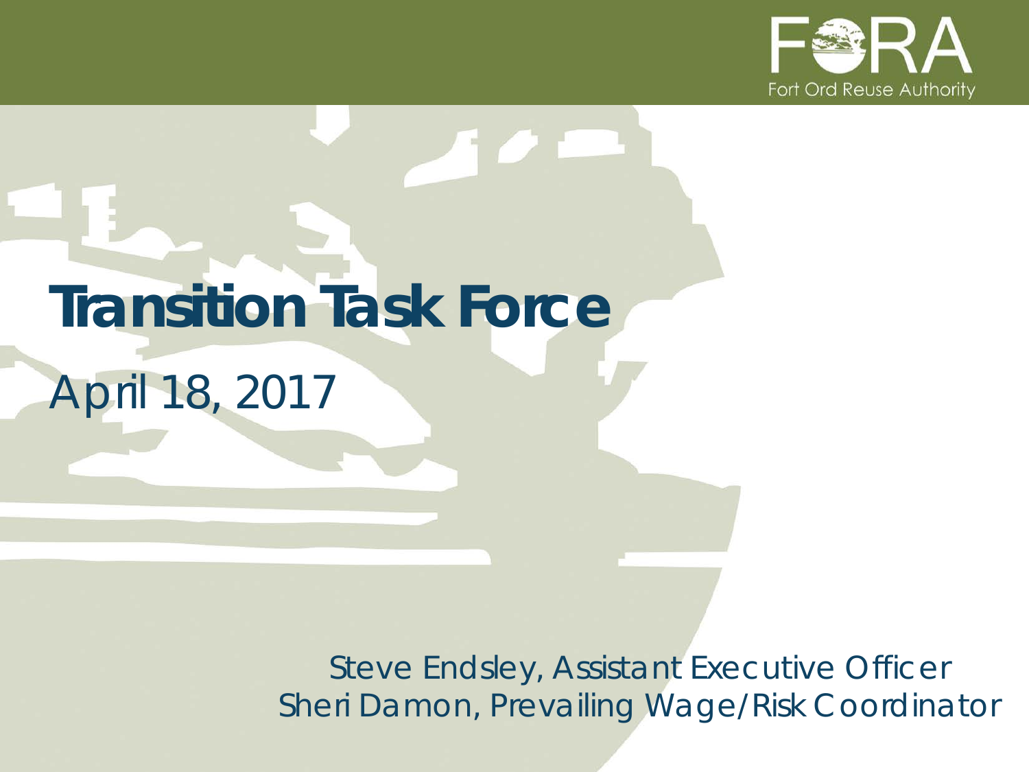FORA

Fort Ord Reuse Authority

# Transition Task Force

April 18, 2017

Steve Endsley, Assistant Executive Officer
Sheri Damon, Prevailing Wage/Risk Coordinator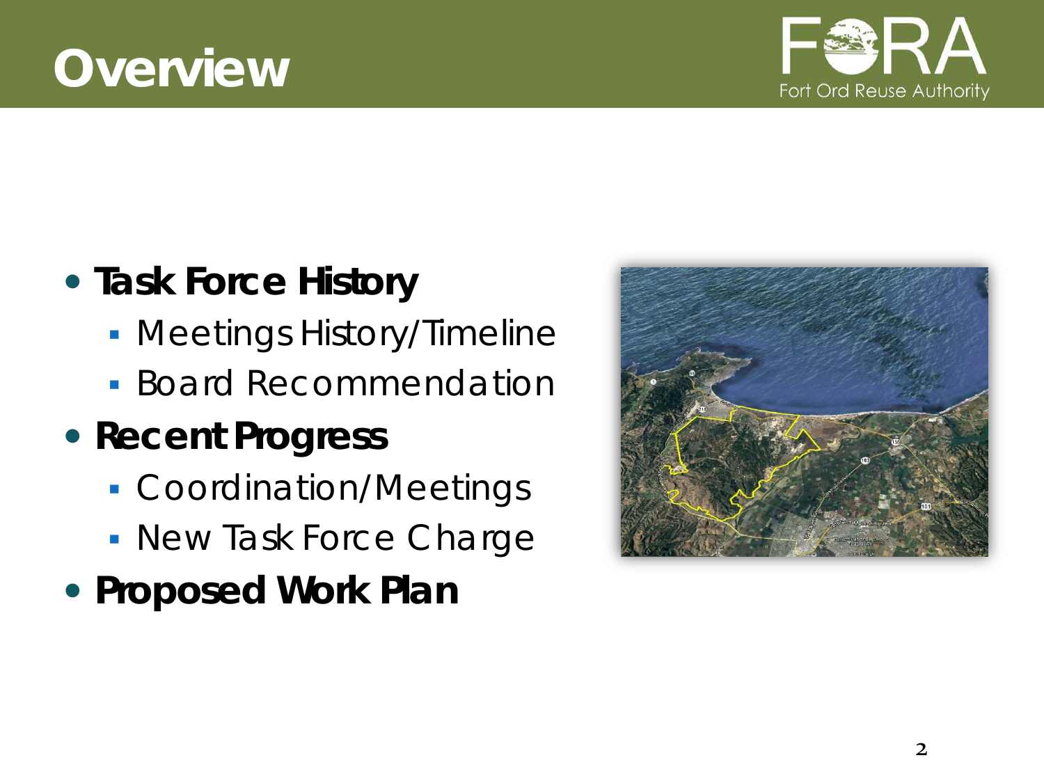# Overview

- **Task Force History**
  - Meetings History/Timeline
  - Board Recommendation
- **Recent Progress**
  - Coordination/Meetings
  - New Task Force Charge
- **Proposed Work Plan**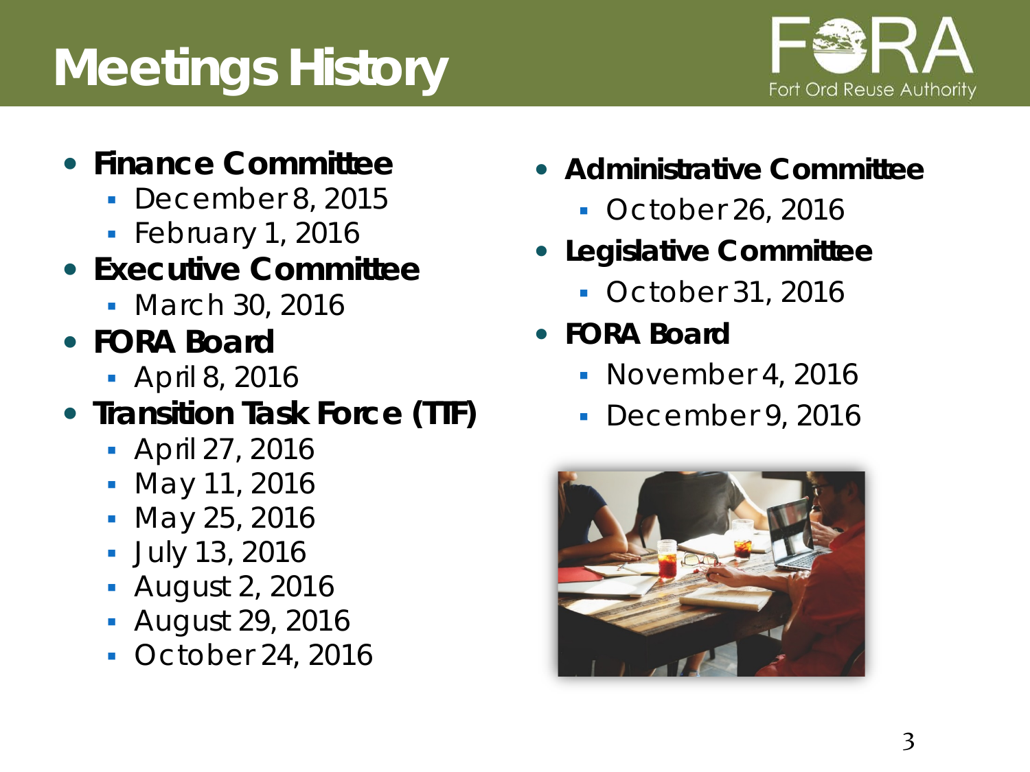# Meetings History

- **Finance Committee**
  - December 8, 2015
  - February 1, 2016
- **Executive Committee**
  - March 30, 2016
- **FORA Board**
  - April 8, 2016
- **Transition Task Force (TTF)**
  - April 27, 2016
  - May 11, 2016
  - May 25, 2016
  - July 13, 2016
  - August 2, 2016
  - August 29, 2016
  - October 24, 2016
- **Administrative Committee**
  - October 26, 2016
- **Legislative Committee**
  - October 31, 2016
- **FORA Board**
  - November 4, 2016
  - December 9, 2016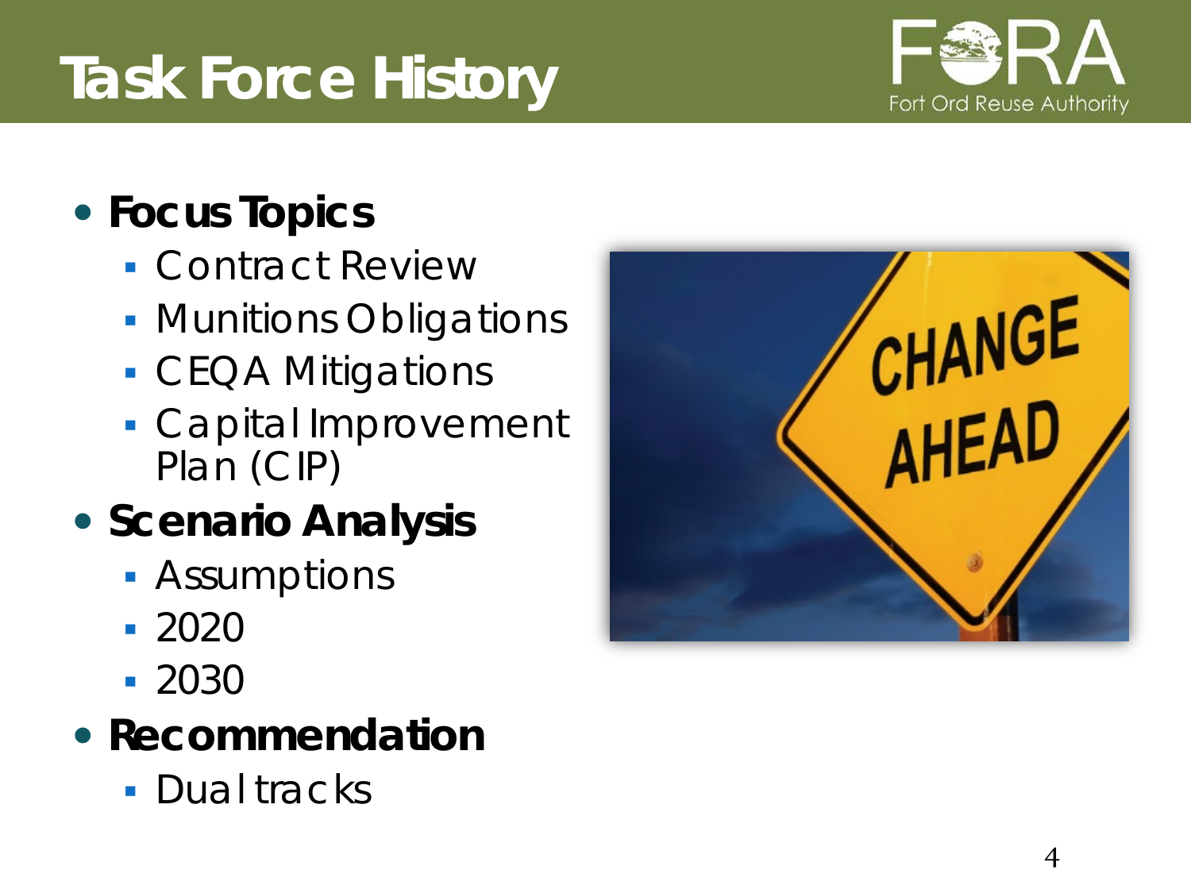# Task Force History

Fort Ord Reuse Authority

- **Focus Topics**
  - Contract Review
  - Munitions Obligations
  - CEQA Mitigations
  - Capital Improvement Plan (CIP)
- **Scenario Analysis**
  - Assumptions
  - 2020
  - 2030
- **Recommendation**
  - Dual tracks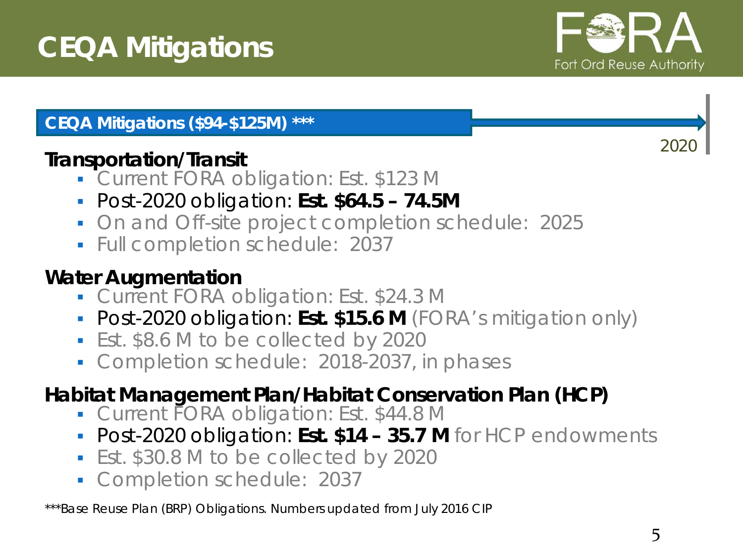# CEQA Mitigations

Fort Ord Reuse Authority

**CEQA Mitigations ($94-$125M) *****

2020

### Transportation/Transit

- Current FORA obligation: Est. $123 M
- Post-2020 obligation: **Est. $64.5 – 74.5M**
- On and Off-site project completion schedule: 2025
- Full completion schedule: 2037

### Water Augmentation

- Current FORA obligation: Est. $24.3 M
- Post-2020 obligation: **Est. $15.6 M** (FORA's mitigation only)
- Est. $8.6 M to be collected by 2020
- Completion schedule: 2018-2037, in phases

### Habitat Management Plan/Habitat Conservation Plan (HCP)

- Current FORA obligation: Est. $44.8 M
- Post-2020 obligation: **Est. $14 – 35.7 M** for HCP endowments
- Est. $30.8 M to be collected by 2020
- Completion schedule: 2037

****Base Reuse Plan (BRP) Obligations. Numbers updated from July 2016 CIP*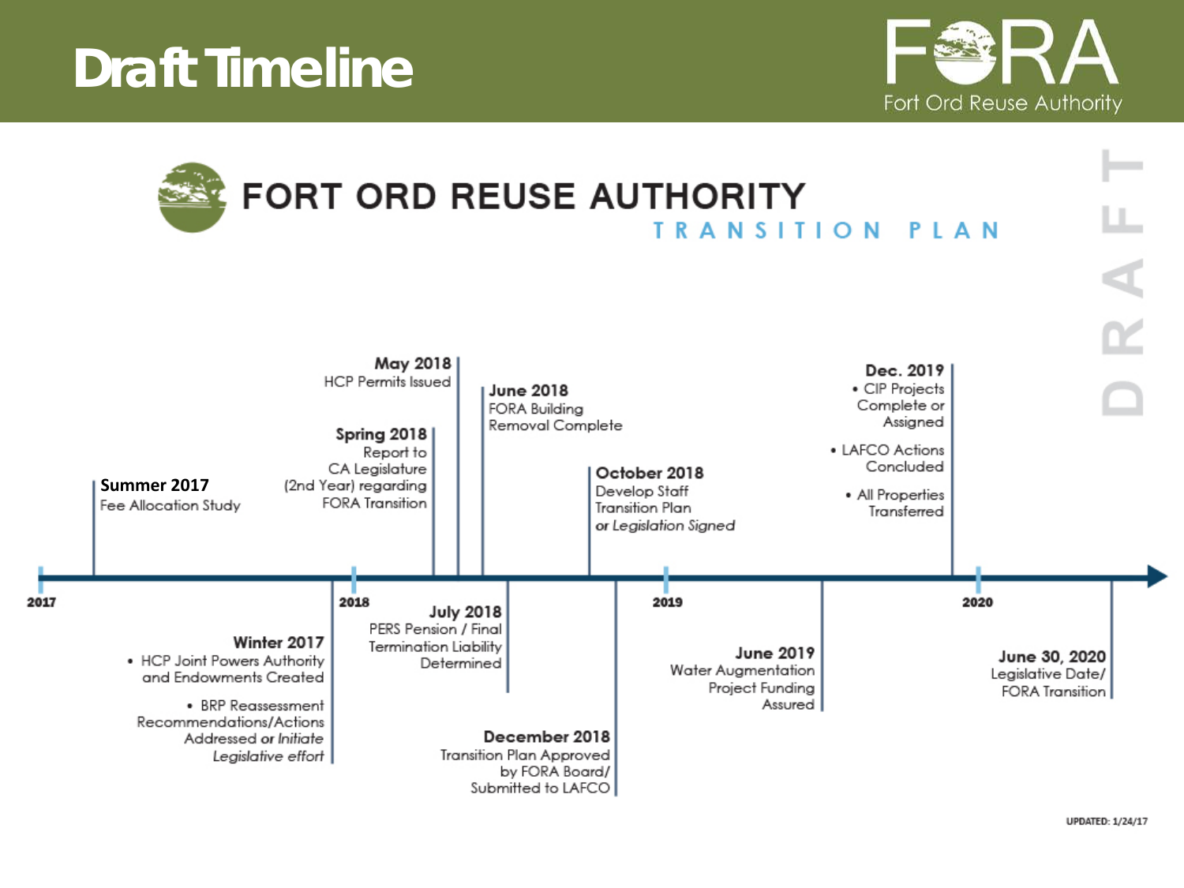# Draft Timeline

FORA
Fort Ord Reuse Authority

## FORT ORD REUSE AUTHORITY

### TRANSITION PLAN

DRAFT

- **Summer 2017**
  Fee Allocation Study
- **Winter 2017**
  - HCP Joint Powers Authority and Endowments Created
  - BRP Reassessment Recommendations/Actions Addressed *or Initiate Legislative effort*
- **2018**
- **Spring 2018**
  Report to CA Legislature (2nd Year) regarding FORA Transition
- **May 2018**
  HCP Permits Issued
- **June 2018**
  FORA Building Removal Complete
- **July 2018**
  PERS Pension / Final Termination Liability Determined
- **October 2018**
  Develop Staff Transition Plan *or Legislation Signed*
- **December 2018**
  Transition Plan Approved by FORA Board/ Submitted to LAFCO
- **2019**
- **June 2019**
  Water Augmentation Project Funding Assured
- **Dec. 2019**
  - CIP Projects Complete or Assigned
  - LAFCO Actions Concluded
  - All Properties Transferred
- **2020**
- **June 30, 2020**
  Legislative Date/ FORA Transition

UPDATED: 1/24/17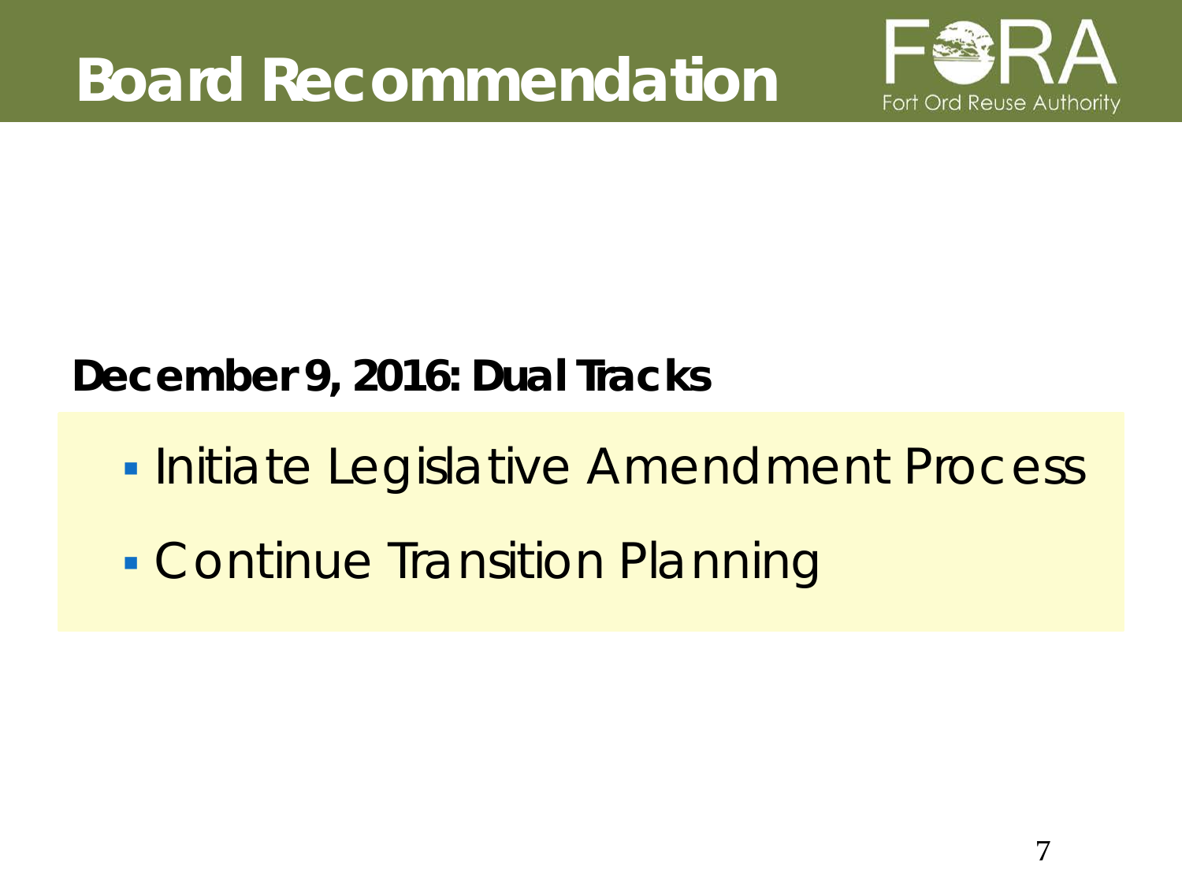# Board Recommendation

**December 9, 2016: Dual Tracks**

- Initiate Legislative Amendment Process
- Continue Transition Planning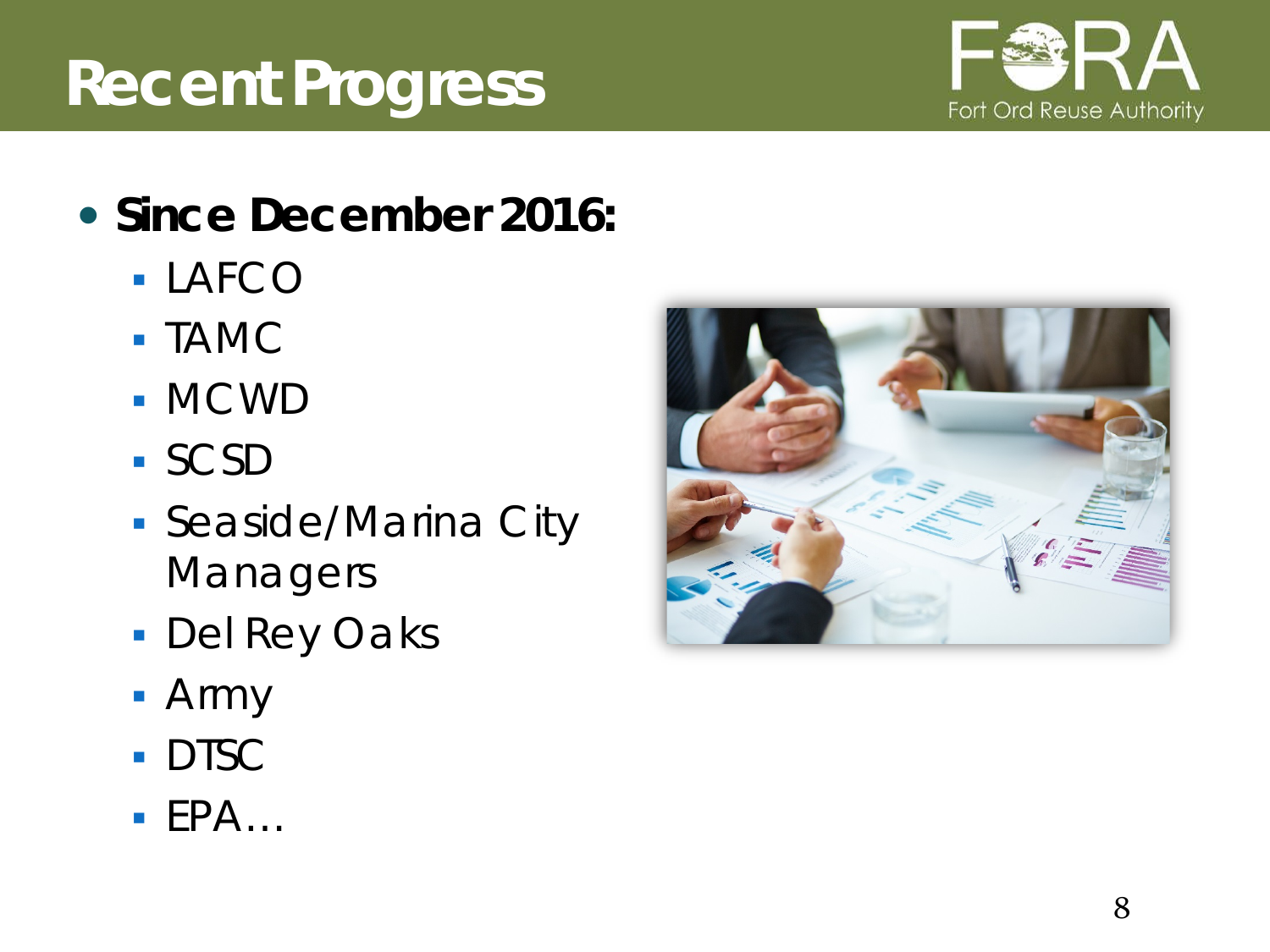# Recent Progress

- **Since December 2016:**
  - LAFCO
  - TAMC
  - MCWD
  - SCSD
  - Seaside/Marina City Managers
  - Del Rey Oaks
  - Army
  - DTSC
  - EPA…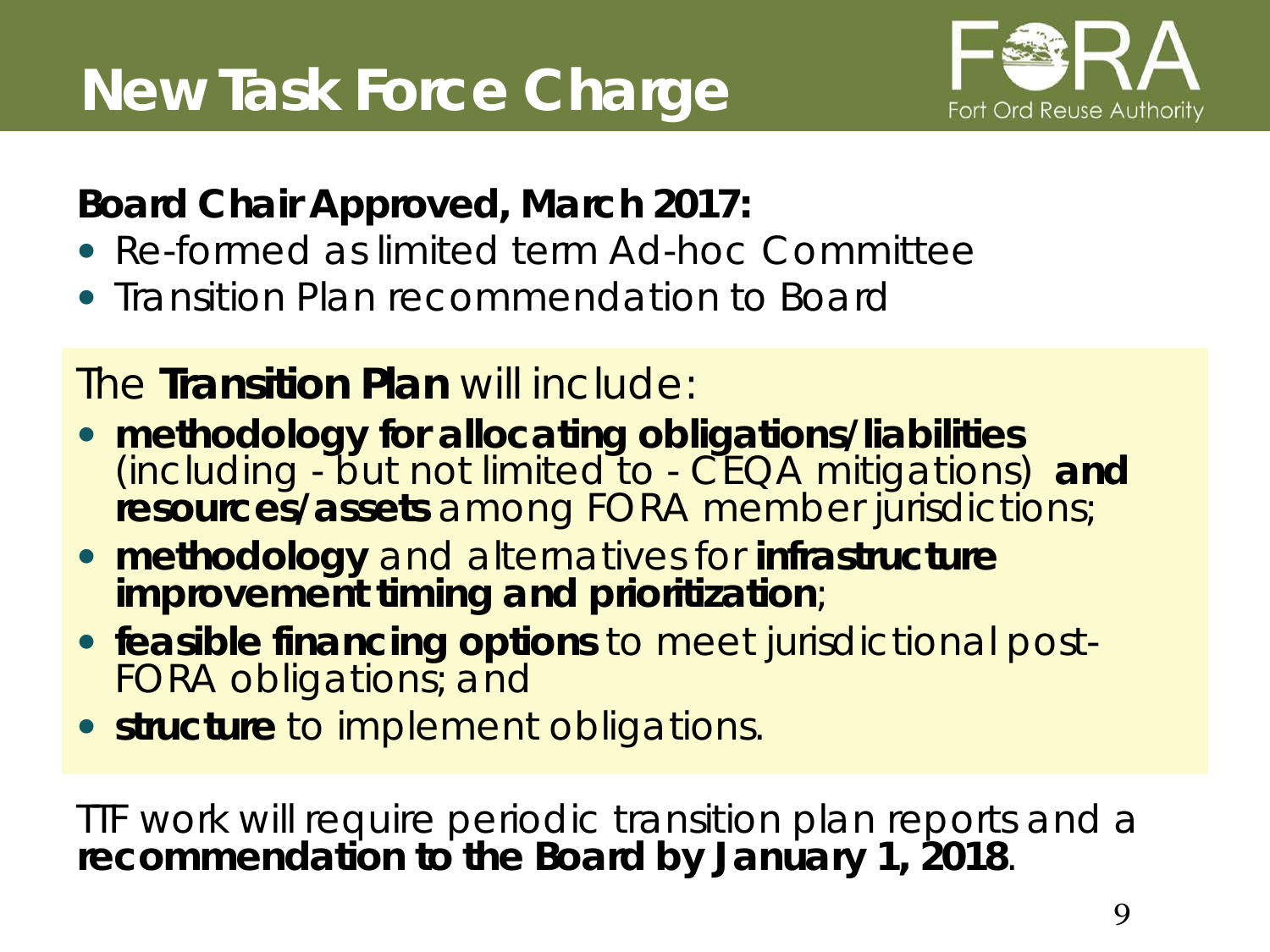# New Task Force Charge

**Board Chair Approved, March 2017:**

- Re-formed as limited term Ad-hoc Committee
- Transition Plan recommendation to Board

The **Transition Plan** will include:

- **methodology for allocating obligations/liabilities** (including - but not limited to - CEQA mitigations) **and resources/assets** among FORA member jurisdictions;
- **methodology** and alternatives for **infrastructure improvement timing and prioritization**;
- **feasible financing options** to meet jurisdictional post-FORA obligations; and
- **structure** to implement obligations.

TTF work will require periodic transition plan reports and a **recommendation to the Board by January 1, 2018**.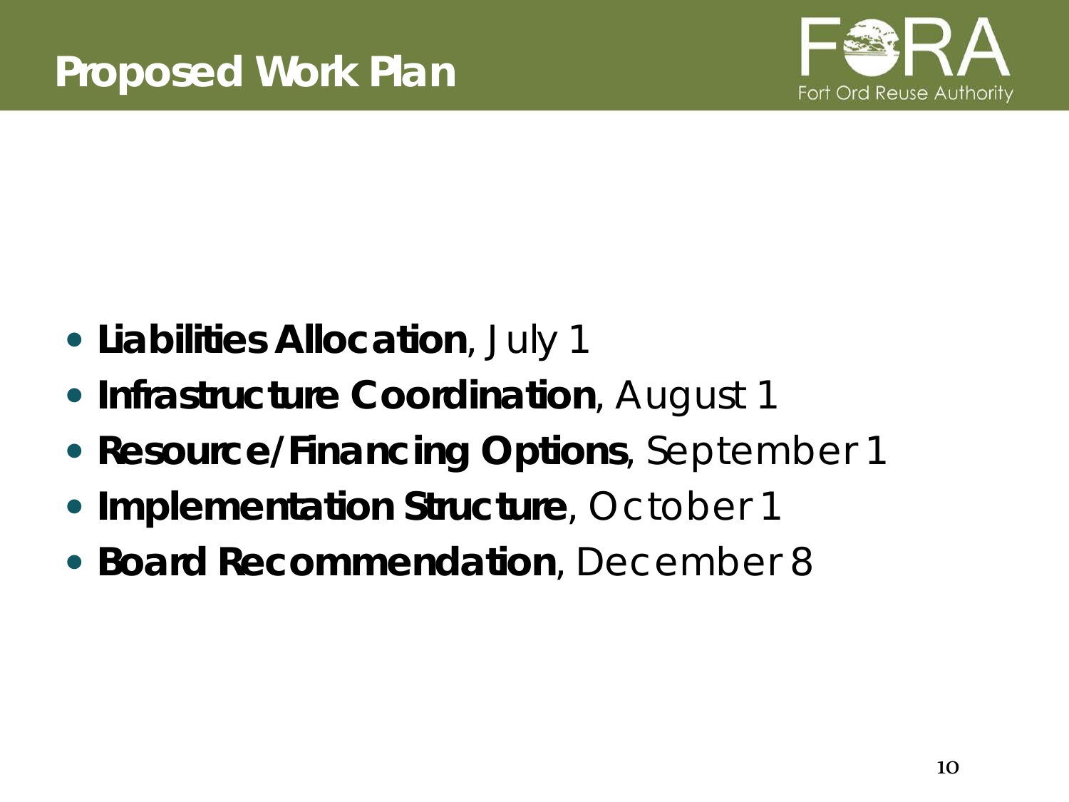# Proposed Work Plan

Fort Ord Reuse Authority

- **Liabilities Allocation**, July 1
- **Infrastructure Coordination**, August 1
- **Resource/Financing Options**, September 1
- **Implementation Structure**, October 1
- **Board Recommendation**, December 8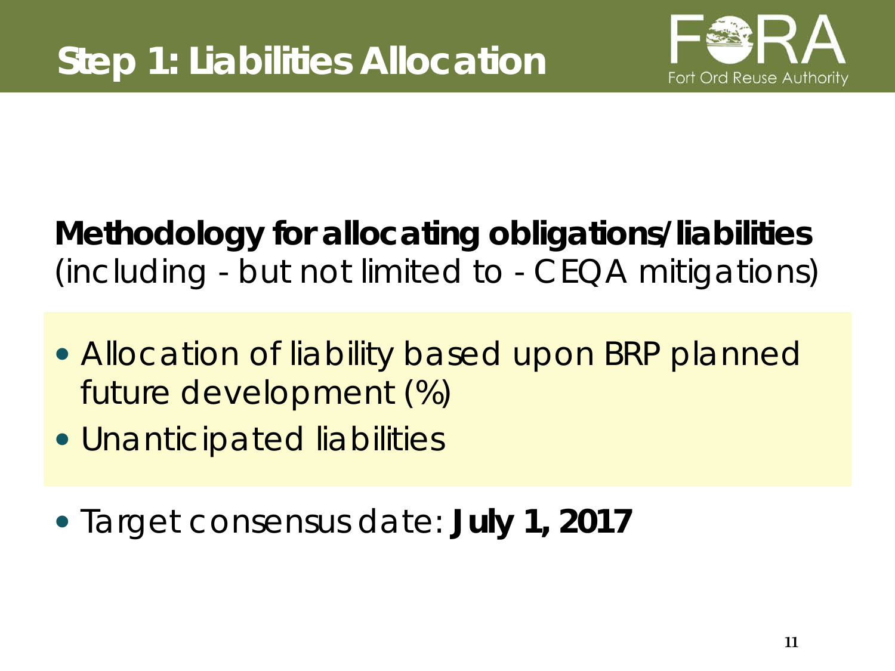# Step 1: Liabilities Allocation

**Methodology for allocating obligations/liabilities** (including - but not limited to - CEQA mitigations)

- Allocation of liability based upon BRP planned future development (%)
- Unanticipated liabilities

- Target consensus date: **July 1, 2017**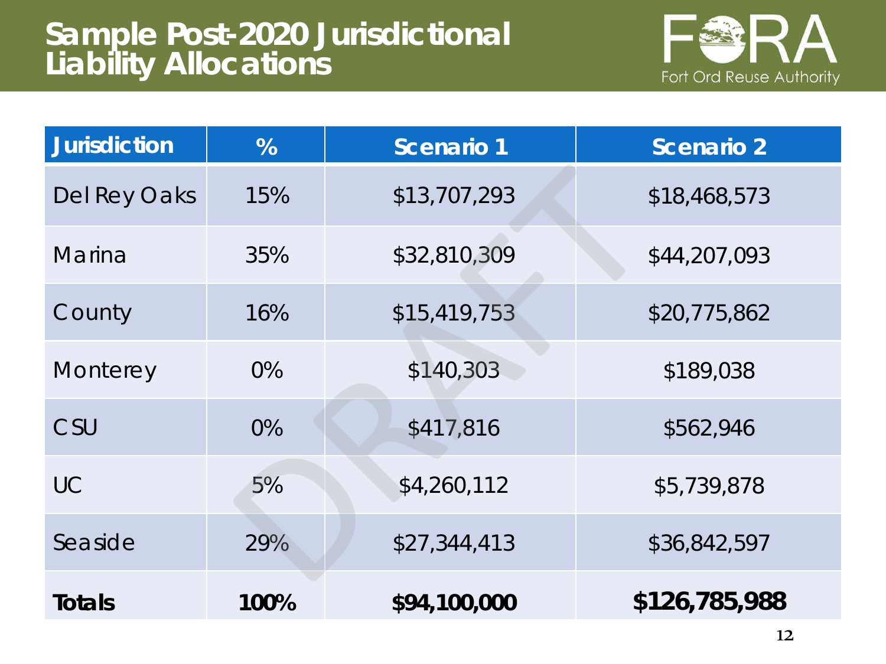# Sample Post-2020 Jurisdictional Liability Allocations

Fort Ord Reuse Authority

| Jurisdiction | % | Scenario 1 | Scenario 2 |
|---|---|---|---|
| Del Rey Oaks | 15% | $13,707,293 | $18,468,573 |
| Marina | 35% | $32,810,309 | $44,207,093 |
| County | 16% | $15,419,753 | $20,775,862 |
| Monterey | 0% | $140,303 | $189,038 |
| CSU | 0% | $417,816 | $562,946 |
| UC | 5% | $4,260,112 | $5,739,878 |
| Seaside | 29% | $27,344,413 | $36,842,597 |
| **Totals** | **100%** | **$94,100,000** | **$126,785,988** |

DRAFT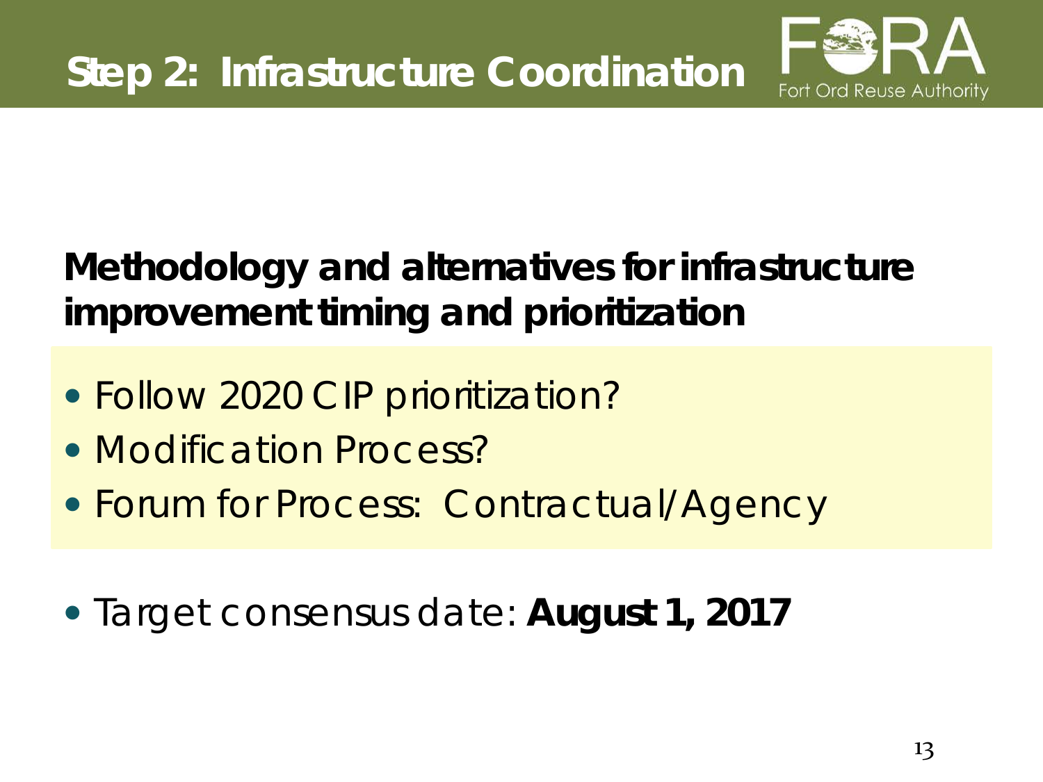# Step 2: Infrastructure Coordination

**Methodology and alternatives for infrastructure improvement timing and prioritization**

- Follow 2020 CIP prioritization?
- Modification Process?
- Forum for Process: Contractual/Agency

- Target consensus date: **August 1, 2017**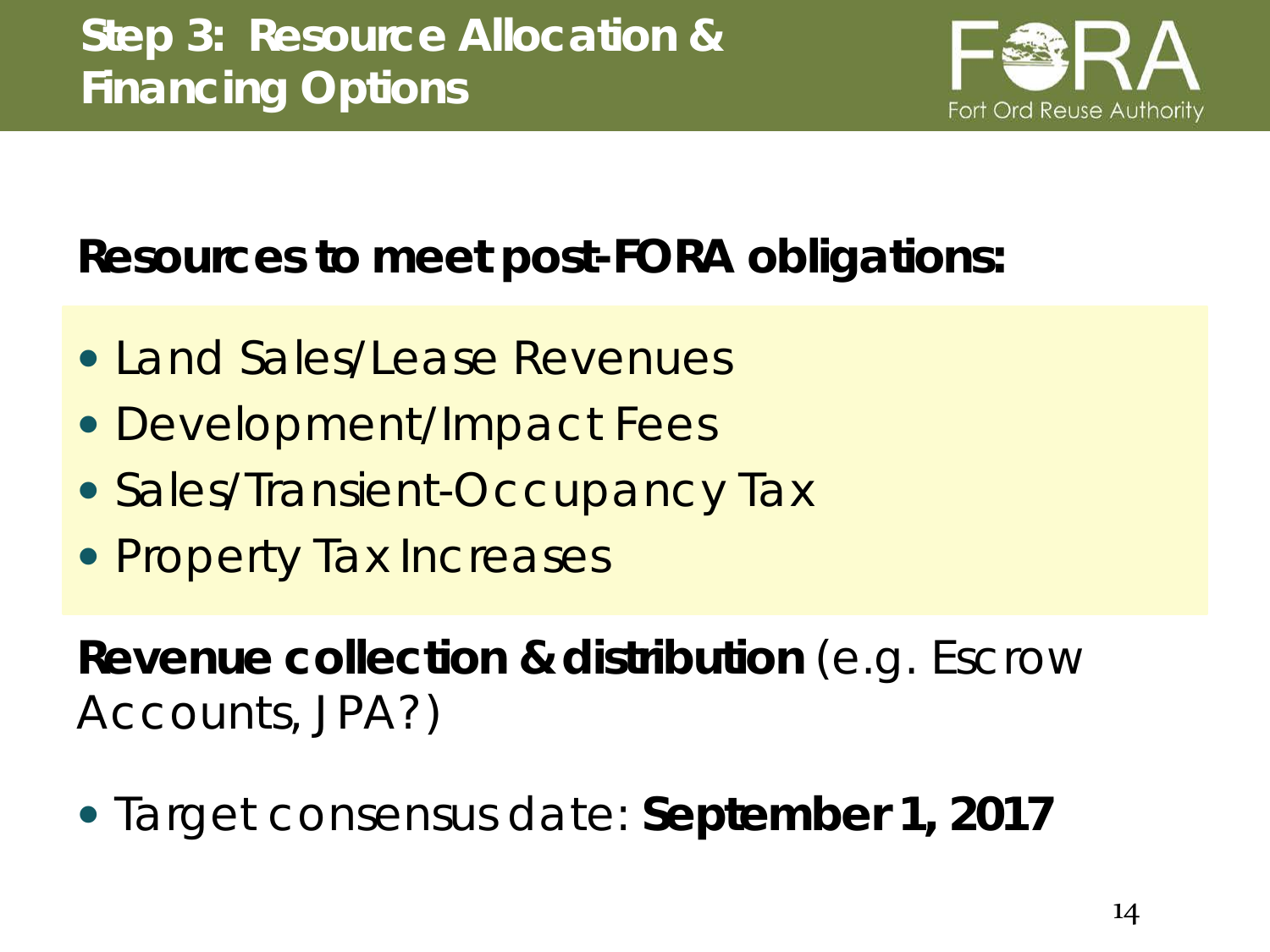# Step 3: Resource Allocation & Financing Options

**Resources to meet post-FORA obligations:**

- Land Sales/Lease Revenues
- Development/Impact Fees
- Sales/Transient-Occupancy Tax
- Property Tax Increases

**Revenue collection & distribution** (e.g. Escrow Accounts, JPA?)

- Target consensus date: **September 1, 2017**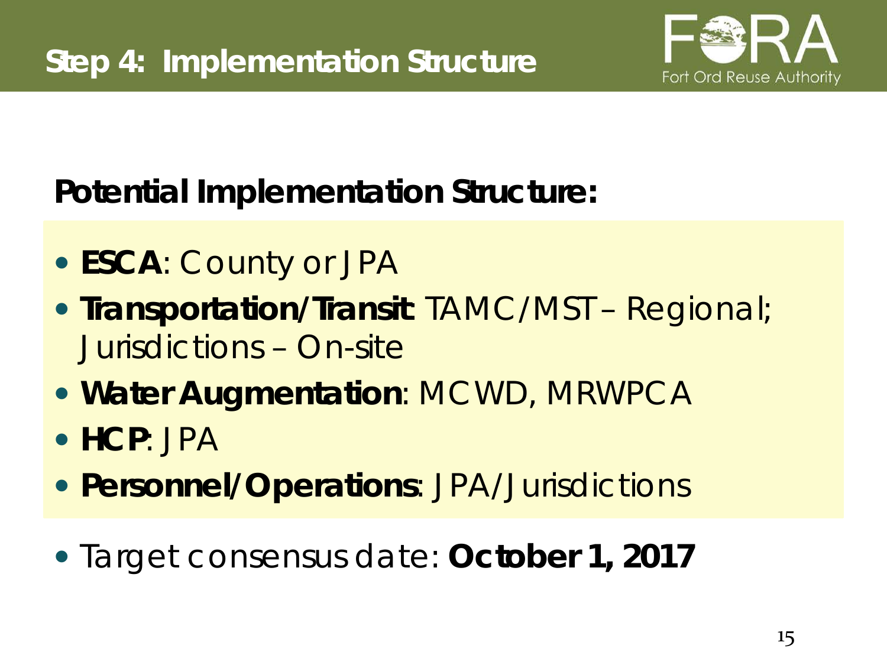# Step 4: Implementation Structure

**Potential Implementation Structure:**

- **ESCA**: County or JPA
- **Transportation/Transit**: TAMC/MST – Regional; Jurisdictions – On-site
- **Water Augmentation**: MCWD, MRWPCA
- **HCP**: JPA
- **Personnel/Operations**: JPA/Jurisdictions

- Target consensus date: **October 1, 2017**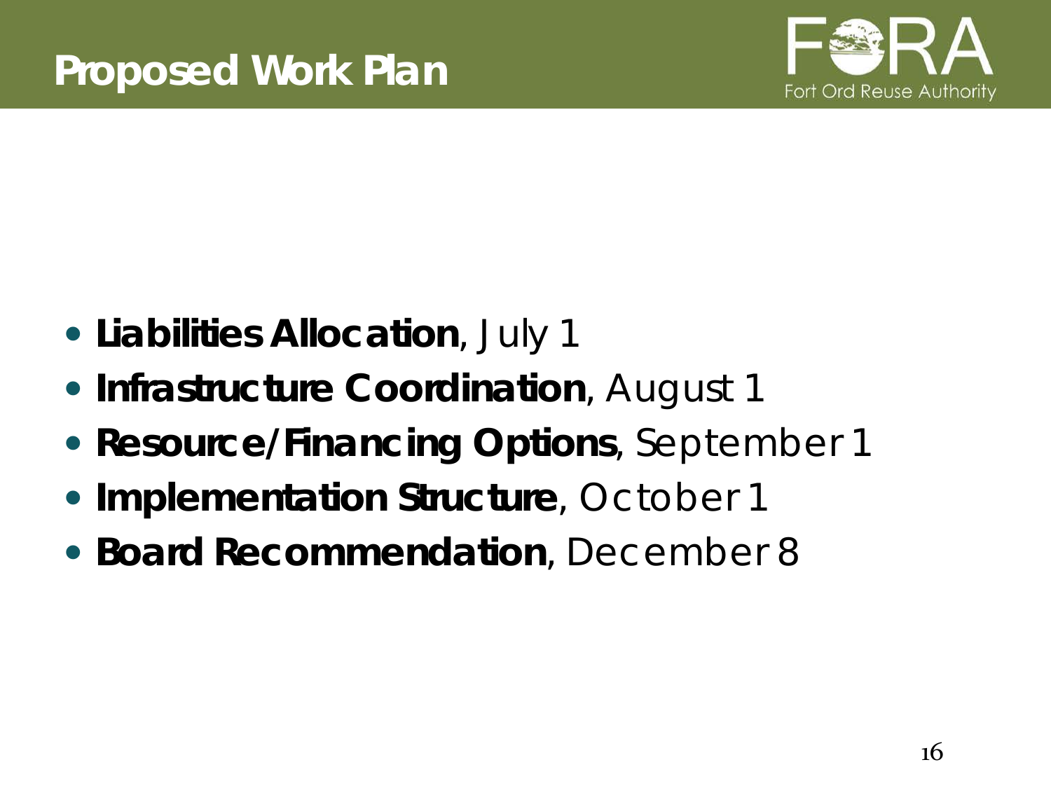# Proposed Work Plan

- **Liabilities Allocation**, July 1
- **Infrastructure Coordination**, August 1
- **Resource/Financing Options**, September 1
- **Implementation Structure**, October 1
- **Board Recommendation**, December 8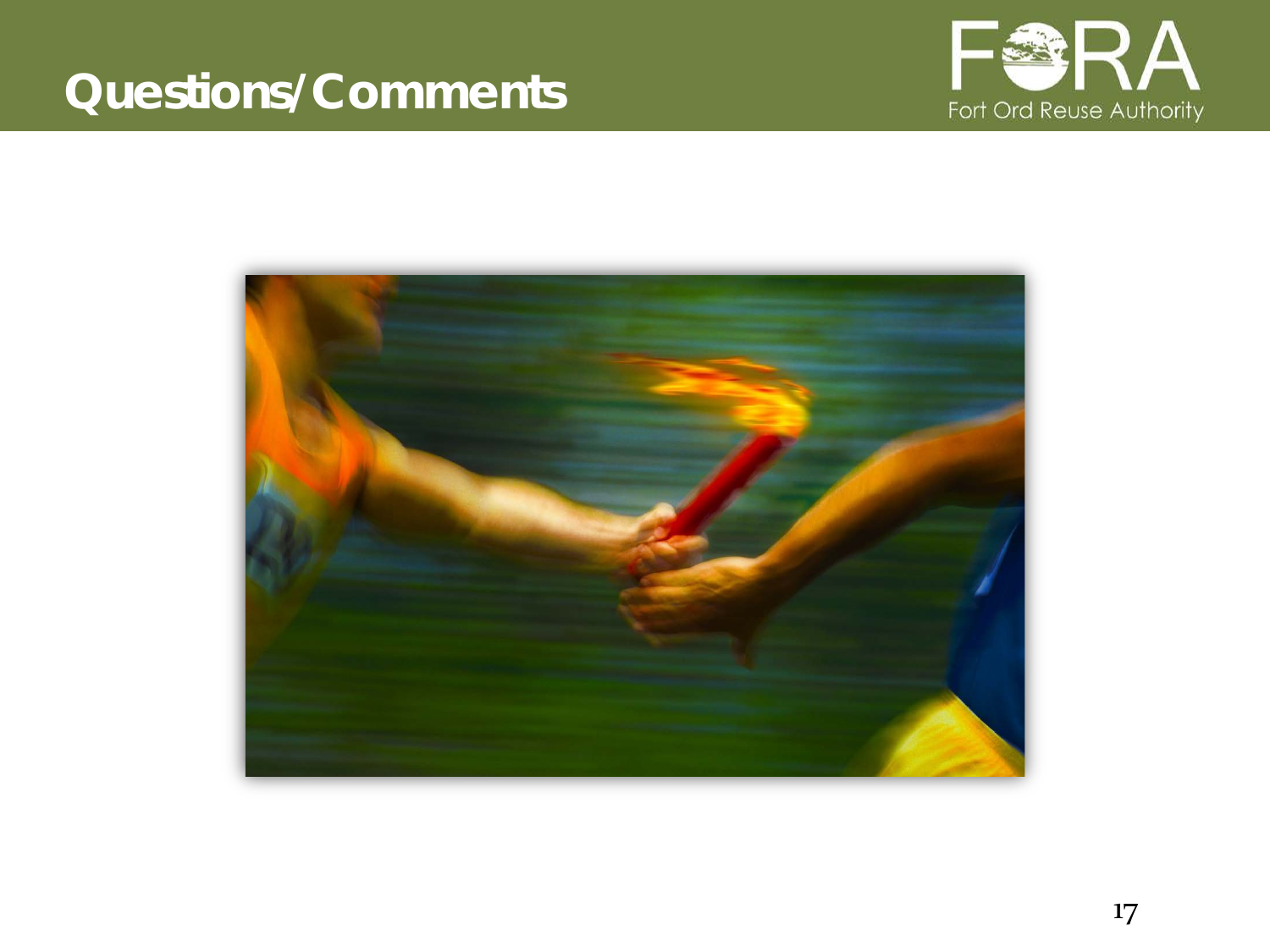# Questions/Comments